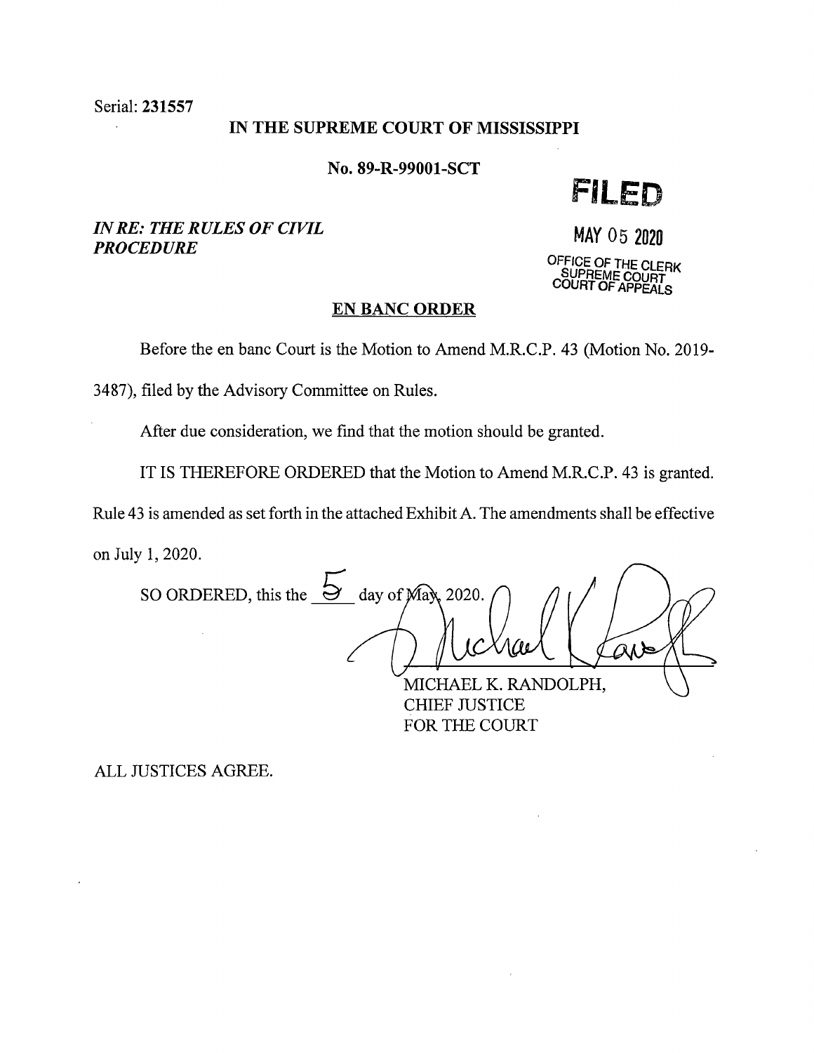Serial: **231557**

**IN THE SUPREME COURT OF MISSISSIPPI**

**No. 89-R-99001-SCT**

***IN RE: THE RULES OF CIVIL PROCEDURE***

**FILED**

MAY 05 2020

OFFICE OF THE CLERK
SUPREME COURT
COURT OF APPEALS

**EN BANC ORDER**

Before the en banc Court is the Motion to Amend M.R.C.P. 43 (Motion No. 2019-3487), filed by the Advisory Committee on Rules.

After due consideration, we find that the motion should be granted.

IT IS THEREFORE ORDERED that the Motion to Amend M.R.C.P. 43 is granted. Rule 43 is amended as set forth in the attached Exhibit A. The amendments shall be effective on July 1, 2020.

SO ORDERED, this the 5 day of May, 2020.

MICHAEL K. RANDOLPH,
CHIEF JUSTICE
FOR THE COURT

ALL JUSTICES AGREE.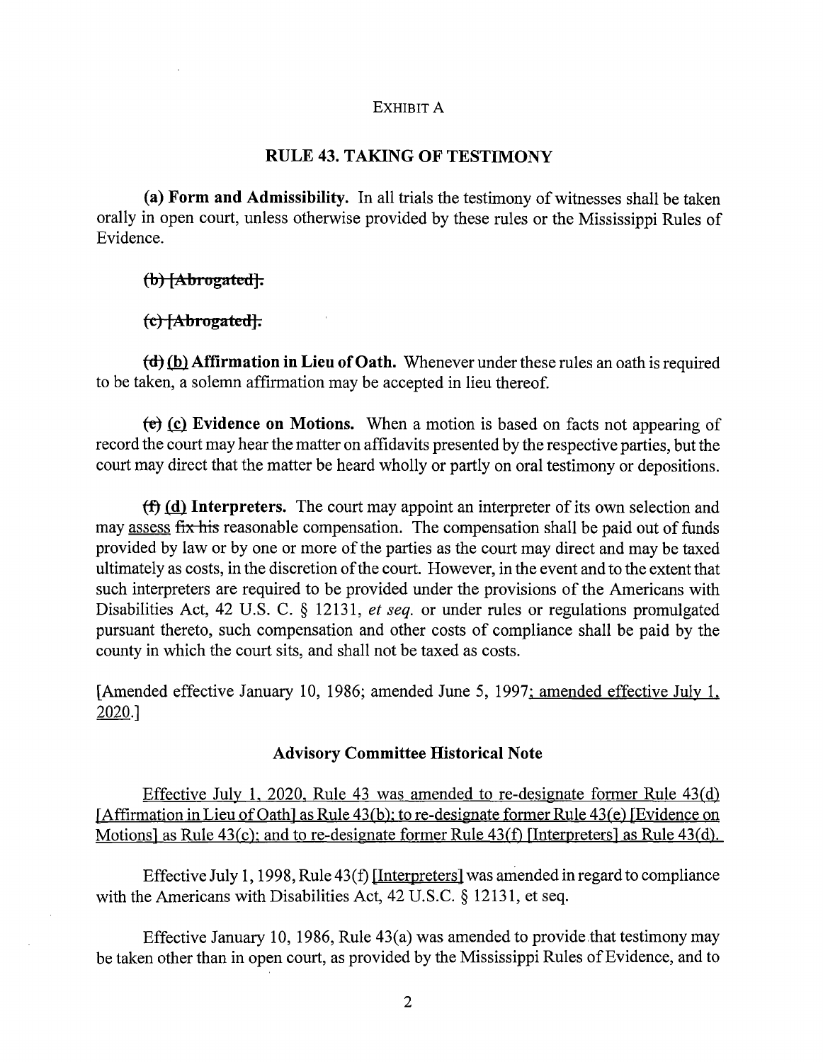EXHIBIT A

## RULE 43. TAKING OF TESTIMONY

**(a) Form and Admissibility.** In all trials the testimony of witnesses shall be taken orally in open court, unless otherwise provided by these rules or the Mississippi Rules of Evidence.

~~**(b) [Abrogated].**~~

~~**(c) [Abrogated].**~~

~~**(d)**~~ **<u>(b)</u> Affirmation in Lieu of Oath.** Whenever under these rules an oath is required to be taken, a solemn affirmation may be accepted in lieu thereof.

~~**(e)**~~ **<u>(c)</u> Evidence on Motions.** When a motion is based on facts not appearing of record the court may hear the matter on affidavits presented by the respective parties, but the court may direct that the matter be heard wholly or partly on oral testimony or depositions.

~~**(f)**~~ **<u>(d)</u> Interpreters.** The court may appoint an interpreter of its own selection and may <u>assess</u> ~~fix his~~ reasonable compensation. The compensation shall be paid out of funds provided by law or by one or more of the parties as the court may direct and may be taxed ultimately as costs, in the discretion of the court. However, in the event and to the extent that such interpreters are required to be provided under the provisions of the Americans with Disabilities Act, 42 U.S. C. § 12131, *et seq.* or under rules or regulations promulgated pursuant thereto, such compensation and other costs of compliance shall be paid by the county in which the court sits, and shall not be taxed as costs.

[Amended effective January 10, 1986; amended June 5, 1997<u>; amended effective July 1, 2020</u>.]

### Advisory Committee Historical Note

<u>Effective July 1, 2020, Rule 43 was amended to re-designate former Rule 43(d) [Affirmation in Lieu of Oath] as Rule 43(b); to re-designate former Rule 43(e) [Evidence on Motions] as Rule 43(c); and to re-designate former Rule 43(f) [Interpreters] as Rule 43(d).</u>

Effective July 1, 1998, Rule 43(f) <u>[Interpreters]</u> was amended in regard to compliance with the Americans with Disabilities Act, 42 U.S.C. § 12131, et seq.

Effective January 10, 1986, Rule 43(a) was amended to provide that testimony may be taken other than in open court, as provided by the Mississippi Rules of Evidence, and to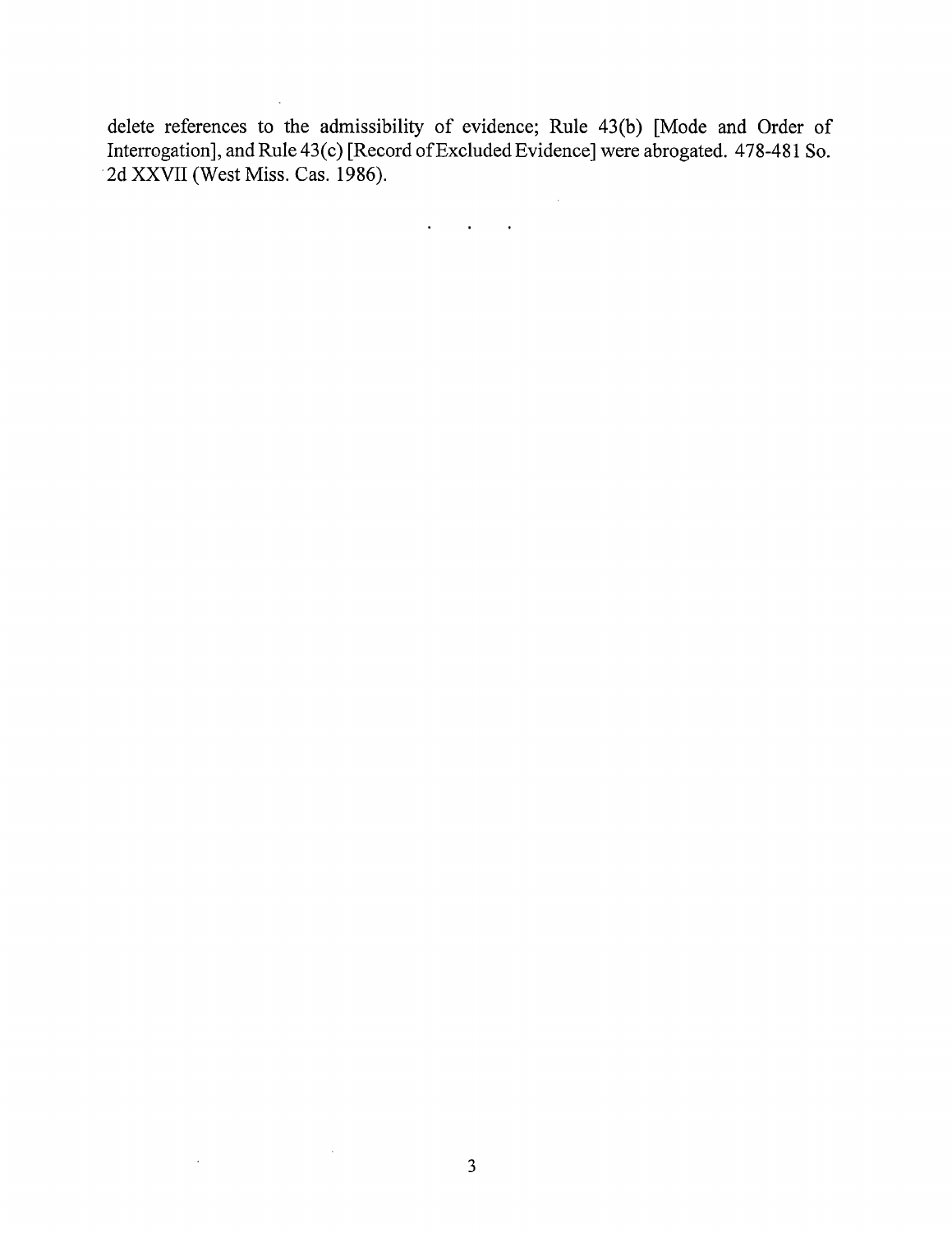delete references to the admissibility of evidence; Rule 43(b) [Mode and Order of Interrogation], and Rule 43(c) [Record of Excluded Evidence] were abrogated. 478-481 So. 2d XXVII (West Miss. Cas. 1986).

. . .